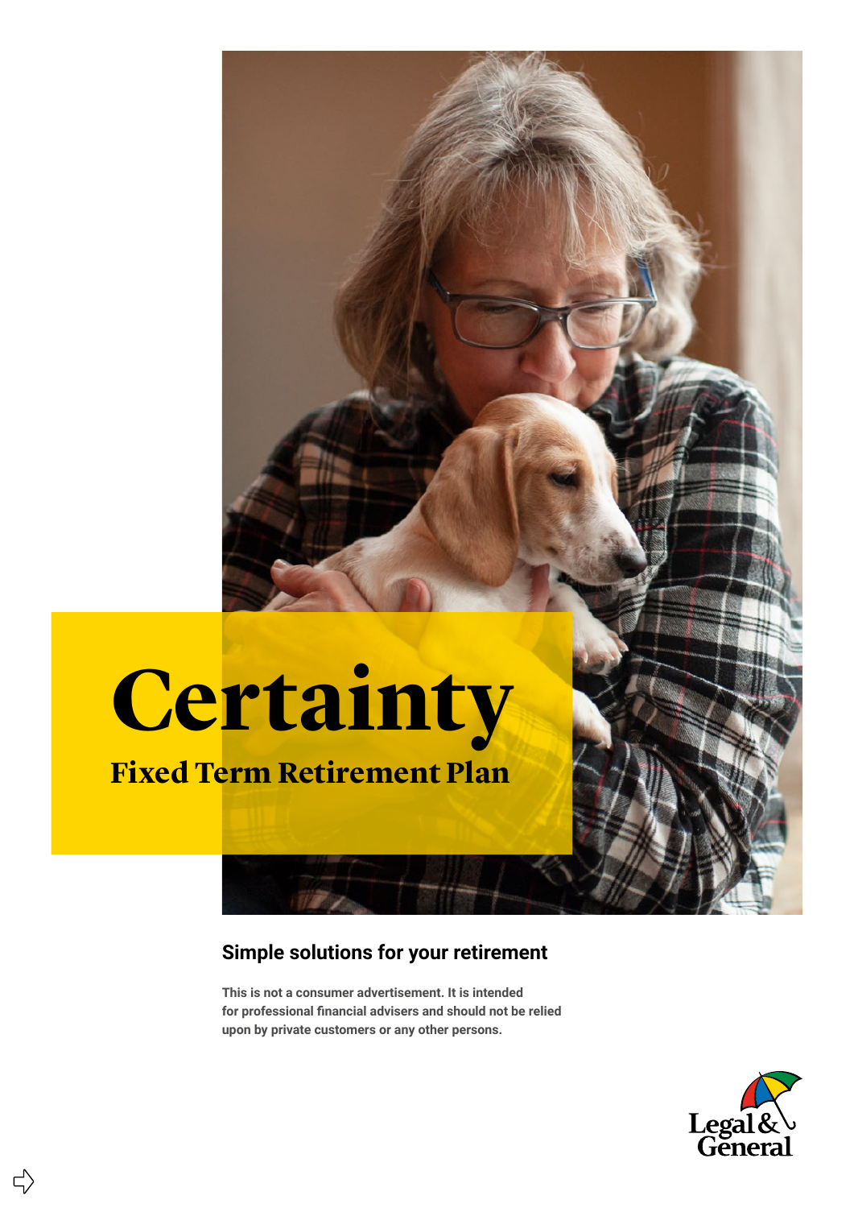# Certainty

## Fixed Term Retirement Plan

### Simple solutions for your retirement

**This is not a consumer advertisement. It is intended for professional financial advisers and should not be relied upon by private customers or any other persons.**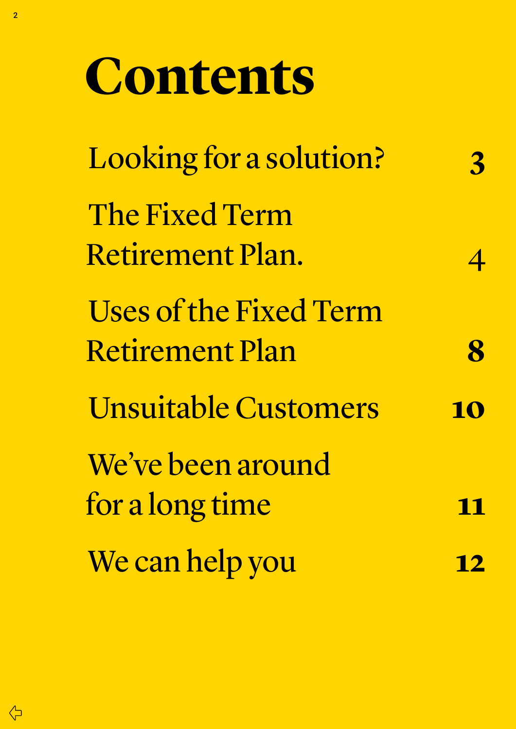# Contents

| | |
|---|---|
| Looking for a solution? | **3** |
| The Fixed Term Retirement Plan. | 4 |
| Uses of the Fixed Term Retirement Plan | **8** |
| Unsuitable Customers | **10** |
| We've been around for a long time | **11** |
| We can help you | **12** |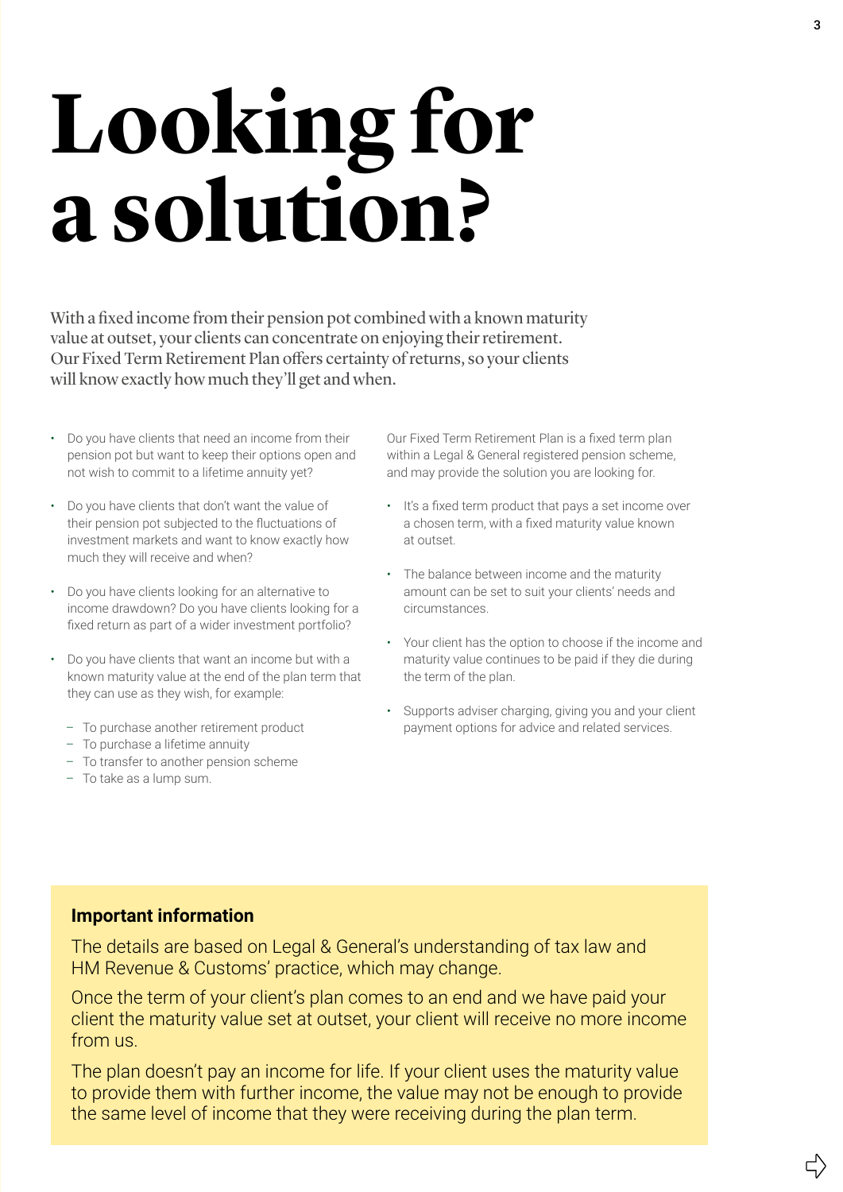# Looking for a solution?

With a fixed income from their pension pot combined with a known maturity value at outset, your clients can concentrate on enjoying their retirement. Our Fixed Term Retirement Plan offers certainty of returns, so your clients will know exactly how much they'll get and when.

- Do you have clients that need an income from their pension pot but want to keep their options open and not wish to commit to a lifetime annuity yet?
- Do you have clients that don't want the value of their pension pot subjected to the fluctuations of investment markets and want to know exactly how much they will receive and when?
- Do you have clients looking for an alternative to income drawdown? Do you have clients looking for a fixed return as part of a wider investment portfolio?
- Do you have clients that want an income but with a known maturity value at the end of the plan term that they can use as they wish, for example:
  - To purchase another retirement product
  - To purchase a lifetime annuity
  - To transfer to another pension scheme
  - To take as a lump sum.

Our Fixed Term Retirement Plan is a fixed term plan within a Legal & General registered pension scheme, and may provide the solution you are looking for.

- It's a fixed term product that pays a set income over a chosen term, with a fixed maturity value known at outset.
- The balance between income and the maturity amount can be set to suit your clients' needs and circumstances.
- Your client has the option to choose if the income and maturity value continues to be paid if they die during the term of the plan.
- Supports adviser charging, giving you and your client payment options for advice and related services.

**Important information**

The details are based on Legal & General's understanding of tax law and HM Revenue & Customs' practice, which may change.

Once the term of your client's plan comes to an end and we have paid your client the maturity value set at outset, your client will receive no more income from us.

The plan doesn't pay an income for life. If your client uses the maturity value to provide them with further income, the value may not be enough to provide the same level of income that they were receiving during the plan term.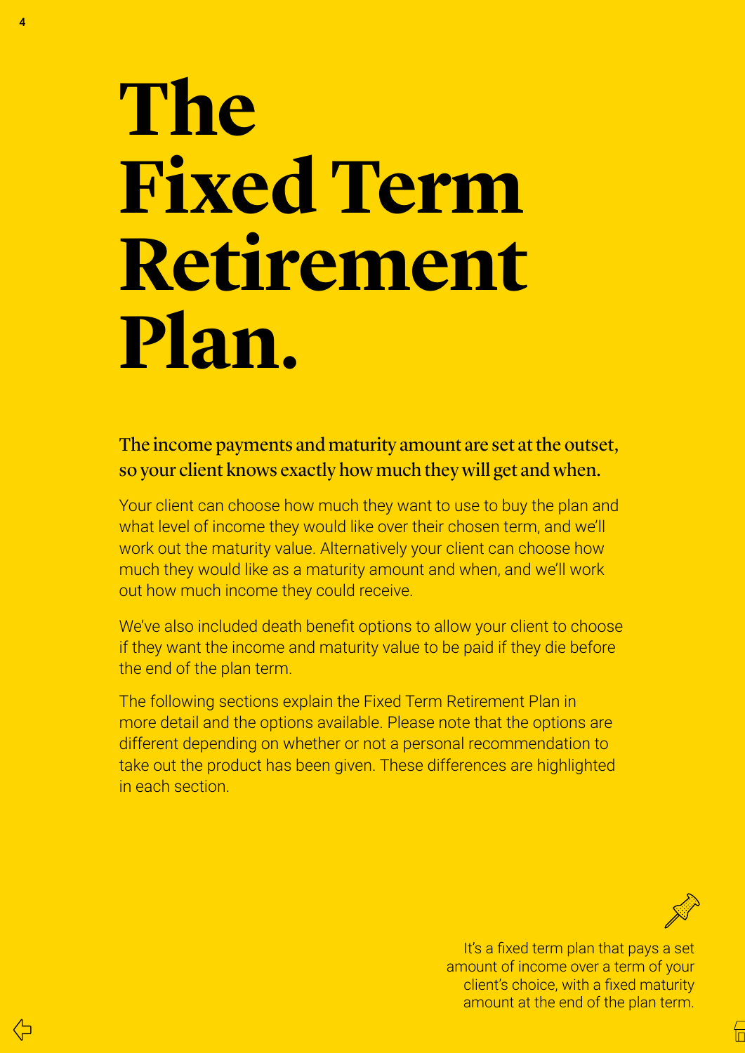# The Fixed Term Retirement Plan.

**The income payments and maturity amount are set at the outset, so your client knows exactly how much they will get and when.**

Your client can choose how much they want to use to buy the plan and what level of income they would like over their chosen term, and we'll work out the maturity value. Alternatively your client can choose how much they would like as a maturity amount and when, and we'll work out how much income they could receive.

We've also included death benefit options to allow your client to choose if they want the income and maturity value to be paid if they die before the end of the plan term.

The following sections explain the Fixed Term Retirement Plan in more detail and the options available. Please note that the options are different depending on whether or not a personal recommendation to take out the product has been given. These differences are highlighted in each section.

It's a fixed term plan that pays a set amount of income over a term of your client's choice, with a fixed maturity amount at the end of the plan term.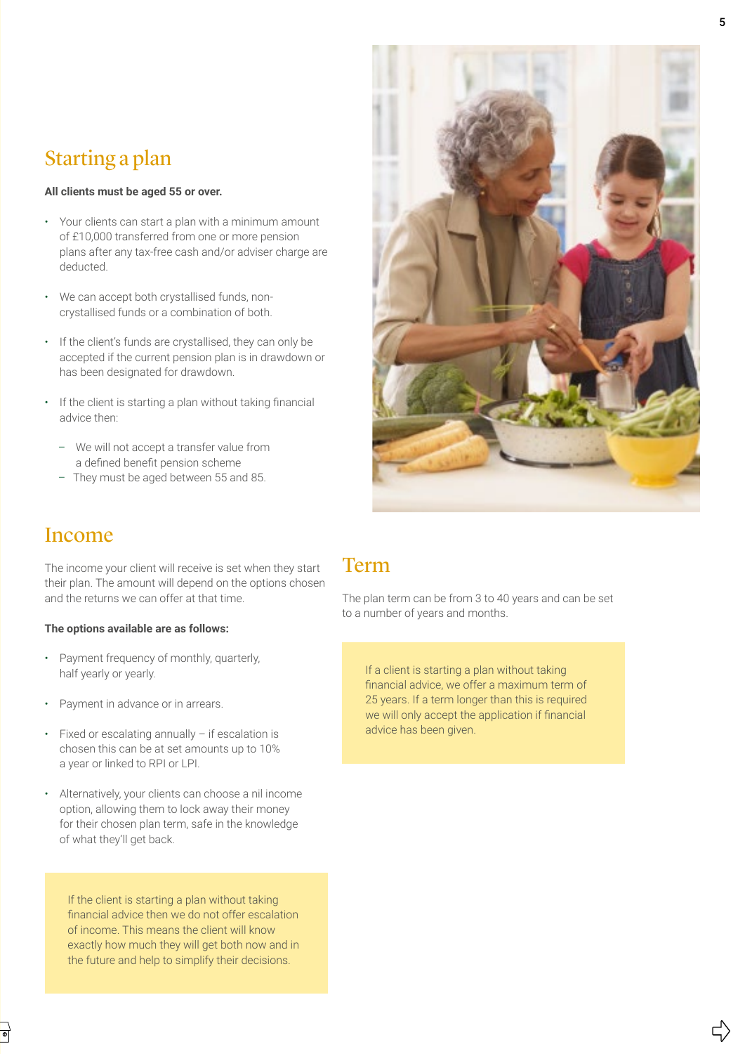## Starting a plan

**All clients must be aged 55 or over.**

- Your clients can start a plan with a minimum amount of £10,000 transferred from one or more pension plans after any tax-free cash and/or adviser charge are deducted.
- We can accept both crystallised funds, non-crystallised funds or a combination of both.
- If the client's funds are crystallised, they can only be accepted if the current pension plan is in drawdown or has been designated for drawdown.
- If the client is starting a plan without taking financial advice then:
  - We will not accept a transfer value from a defined benefit pension scheme
  - They must be aged between 55 and 85.

## Income

The income your client will receive is set when they start their plan. The amount will depend on the options chosen and the returns we can offer at that time.

**The options available are as follows:**

- Payment frequency of monthly, quarterly, half yearly or yearly.
- Payment in advance or in arrears.
- Fixed or escalating annually – if escalation is chosen this can be at set amounts up to 10% a year or linked to RPI or LPI.
- Alternatively, your clients can choose a nil income option, allowing them to lock away their money for their chosen plan term, safe in the knowledge of what they'll get back.

If the client is starting a plan without taking financial advice then we do not offer escalation of income. This means the client will know exactly how much they will get both now and in the future and help to simplify their decisions.

## Term

The plan term can be from 3 to 40 years and can be set to a number of years and months.

If a client is starting a plan without taking financial advice, we offer a maximum term of 25 years. If a term longer than this is required we will only accept the application if financial advice has been given.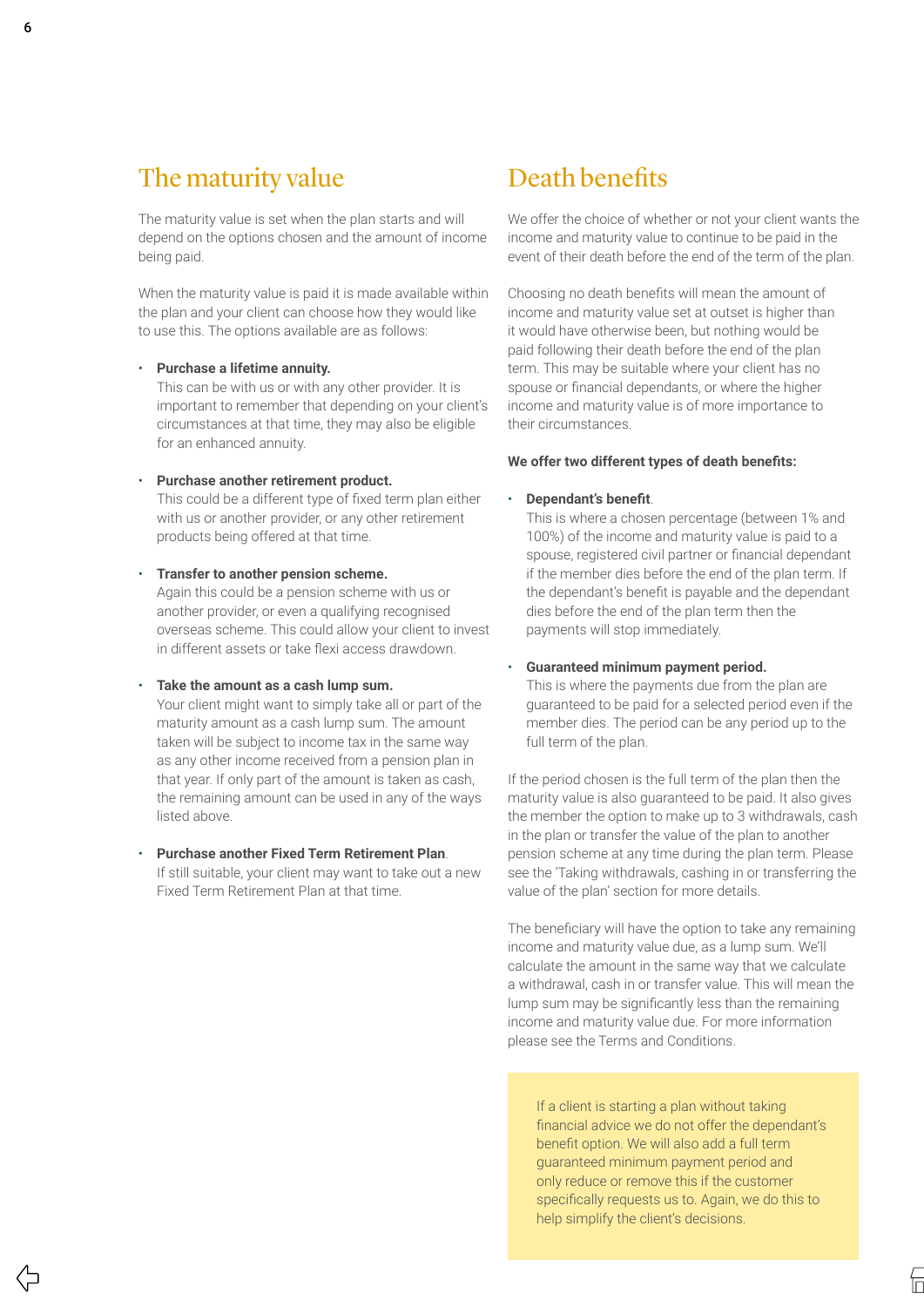## The maturity value

The maturity value is set when the plan starts and will depend on the options chosen and the amount of income being paid.

When the maturity value is paid it is made available within the plan and your client can choose how they would like to use this. The options available are as follows:

- **Purchase a lifetime annuity.**
  This can be with us or with any other provider. It is important to remember that depending on your client's circumstances at that time, they may also be eligible for an enhanced annuity.

- **Purchase another retirement product.**
  This could be a different type of fixed term plan either with us or another provider, or any other retirement products being offered at that time.

- **Transfer to another pension scheme.**
  Again this could be a pension scheme with us or another provider, or even a qualifying recognised overseas scheme. This could allow your client to invest in different assets or take flexi access drawdown.

- **Take the amount as a cash lump sum.**
  Your client might want to simply take all or part of the maturity amount as a cash lump sum. The amount taken will be subject to income tax in the same way as any other income received from a pension plan in that year. If only part of the amount is taken as cash, the remaining amount can be used in any of the ways listed above.

- **Purchase another Fixed Term Retirement Plan**.
  If still suitable, your client may want to take out a new Fixed Term Retirement Plan at that time.

## Death benefits

We offer the choice of whether or not your client wants the income and maturity value to continue to be paid in the event of their death before the end of the term of the plan.

Choosing no death benefits will mean the amount of income and maturity value set at outset is higher than it would have otherwise been, but nothing would be paid following their death before the end of the plan term. This may be suitable where your client has no spouse or financial dependants, or where the higher income and maturity value is of more importance to their circumstances.

**We offer two different types of death benefits:**

- **Dependant's benefit**.
  This is where a chosen percentage (between 1% and 100%) of the income and maturity value is paid to a spouse, registered civil partner or financial dependant if the member dies before the end of the plan term. If the dependant's benefit is payable and the dependant dies before the end of the plan term then the payments will stop immediately.

- **Guaranteed minimum payment period.**
  This is where the payments due from the plan are guaranteed to be paid for a selected period even if the member dies. The period can be any period up to the full term of the plan.

If the period chosen is the full term of the plan then the maturity value is also guaranteed to be paid. It also gives the member the option to make up to 3 withdrawals, cash in the plan or transfer the value of the plan to another pension scheme at any time during the plan term. Please see the 'Taking withdrawals, cashing in or transferring the value of the plan' section for more details.

The beneficiary will have the option to take any remaining income and maturity value due, as a lump sum. We'll calculate the amount in the same way that we calculate a withdrawal, cash in or transfer value. This will mean the lump sum may be significantly less than the remaining income and maturity value due. For more information please see the Terms and Conditions.

If a client is starting a plan without taking financial advice we do not offer the dependant's benefit option. We will also add a full term guaranteed minimum payment period and only reduce or remove this if the customer specifically requests us to. Again, we do this to help simplify the client's decisions.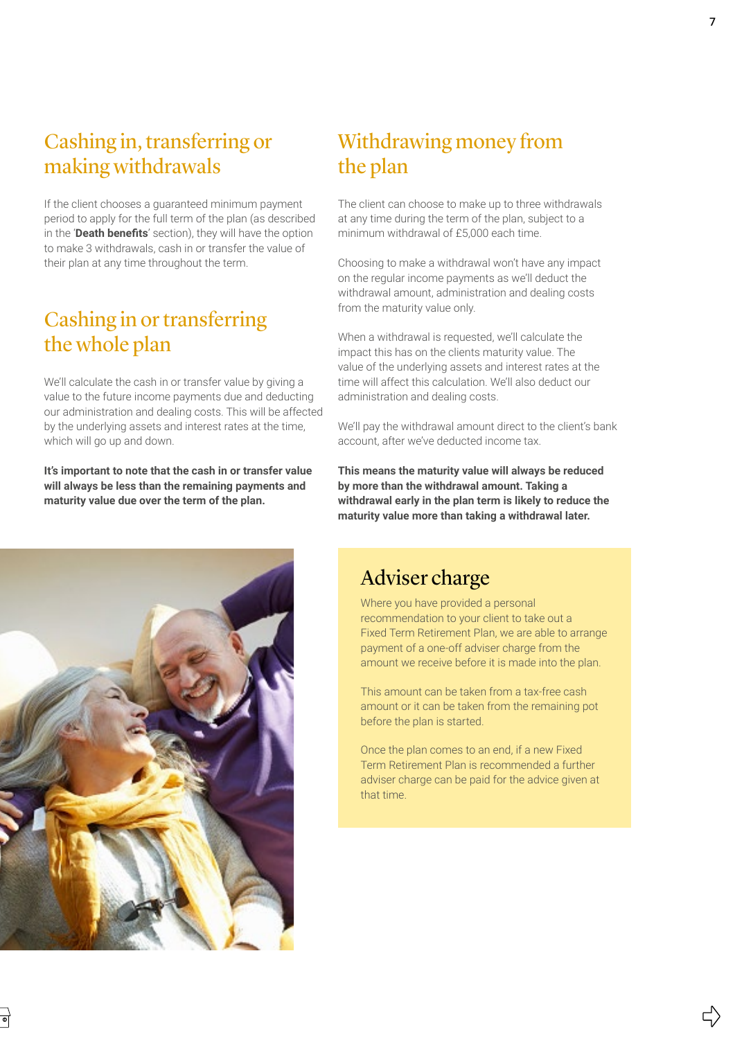## Cashing in, transferring or making withdrawals

If the client chooses a guaranteed minimum payment period to apply for the full term of the plan (as described in the '**Death benefits**' section), they will have the option to make 3 withdrawals, cash in or transfer the value of their plan at any time throughout the term.

## Cashing in or transferring the whole plan

We'll calculate the cash in or transfer value by giving a value to the future income payments due and deducting our administration and dealing costs. This will be affected by the underlying assets and interest rates at the time, which will go up and down.

**It's important to note that the cash in or transfer value will always be less than the remaining payments and maturity value due over the term of the plan.**

## Withdrawing money from the plan

The client can choose to make up to three withdrawals at any time during the term of the plan, subject to a minimum withdrawal of £5,000 each time.

Choosing to make a withdrawal won't have any impact on the regular income payments as we'll deduct the withdrawal amount, administration and dealing costs from the maturity value only.

When a withdrawal is requested, we'll calculate the impact this has on the clients maturity value. The value of the underlying assets and interest rates at the time will affect this calculation. We'll also deduct our administration and dealing costs.

We'll pay the withdrawal amount direct to the client's bank account, after we've deducted income tax.

**This means the maturity value will always be reduced by more than the withdrawal amount. Taking a withdrawal early in the plan term is likely to reduce the maturity value more than taking a withdrawal later.**

## Adviser charge

Where you have provided a personal recommendation to your client to take out a Fixed Term Retirement Plan, we are able to arrange payment of a one-off adviser charge from the amount we receive before it is made into the plan.

This amount can be taken from a tax-free cash amount or it can be taken from the remaining pot before the plan is started.

Once the plan comes to an end, if a new Fixed Term Retirement Plan is recommended a further adviser charge can be paid for the advice given at that time.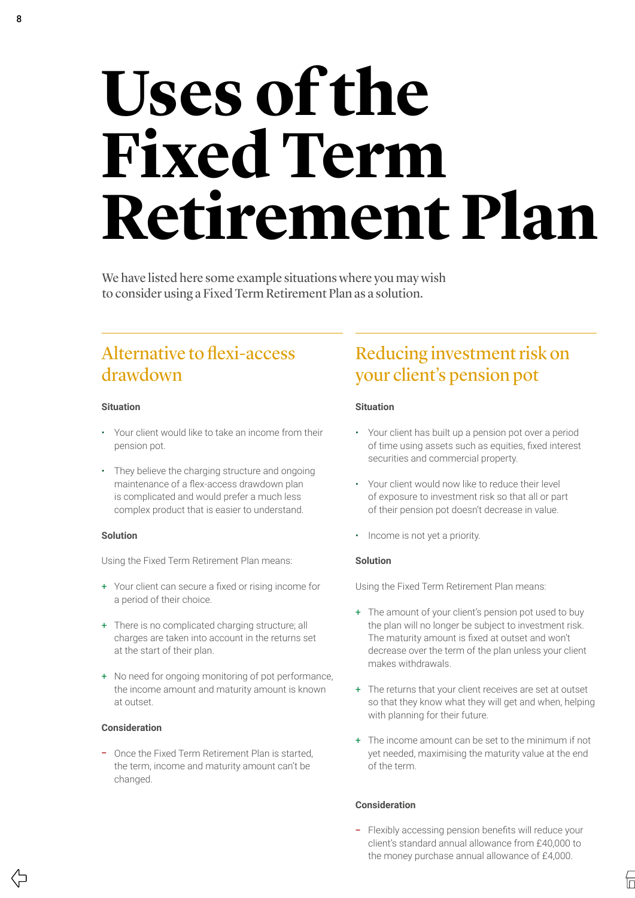# Uses of the Fixed Term Retirement Plan

We have listed here some example situations where you may wish to consider using a Fixed Term Retirement Plan as a solution.

## Alternative to flexi-access drawdown

**Situation**

- Your client would like to take an income from their pension pot.
- They believe the charging structure and ongoing maintenance of a flex-access drawdown plan is complicated and would prefer a much less complex product that is easier to understand.

**Solution**

Using the Fixed Term Retirement Plan means:

+ Your client can secure a fixed or rising income for a period of their choice.
+ There is no complicated charging structure; all charges are taken into account in the returns set at the start of their plan.
+ No need for ongoing monitoring of pot performance, the income amount and maturity amount is known at outset.

**Consideration**

− Once the Fixed Term Retirement Plan is started, the term, income and maturity amount can't be changed.

## Reducing investment risk on your client's pension pot

**Situation**

- Your client has built up a pension pot over a period of time using assets such as equities, fixed interest securities and commercial property.
- Your client would now like to reduce their level of exposure to investment risk so that all or part of their pension pot doesn't decrease in value.
- Income is not yet a priority.

**Solution**

Using the Fixed Term Retirement Plan means:

+ The amount of your client's pension pot used to buy the plan will no longer be subject to investment risk. The maturity amount is fixed at outset and won't decrease over the term of the plan unless your client makes withdrawals.
+ The returns that your client receives are set at outset so that they know what they will get and when, helping with planning for their future.
+ The income amount can be set to the minimum if not yet needed, maximising the maturity value at the end of the term.

**Consideration**

− Flexibly accessing pension benefits will reduce your client's standard annual allowance from £40,000 to the money purchase annual allowance of £4,000.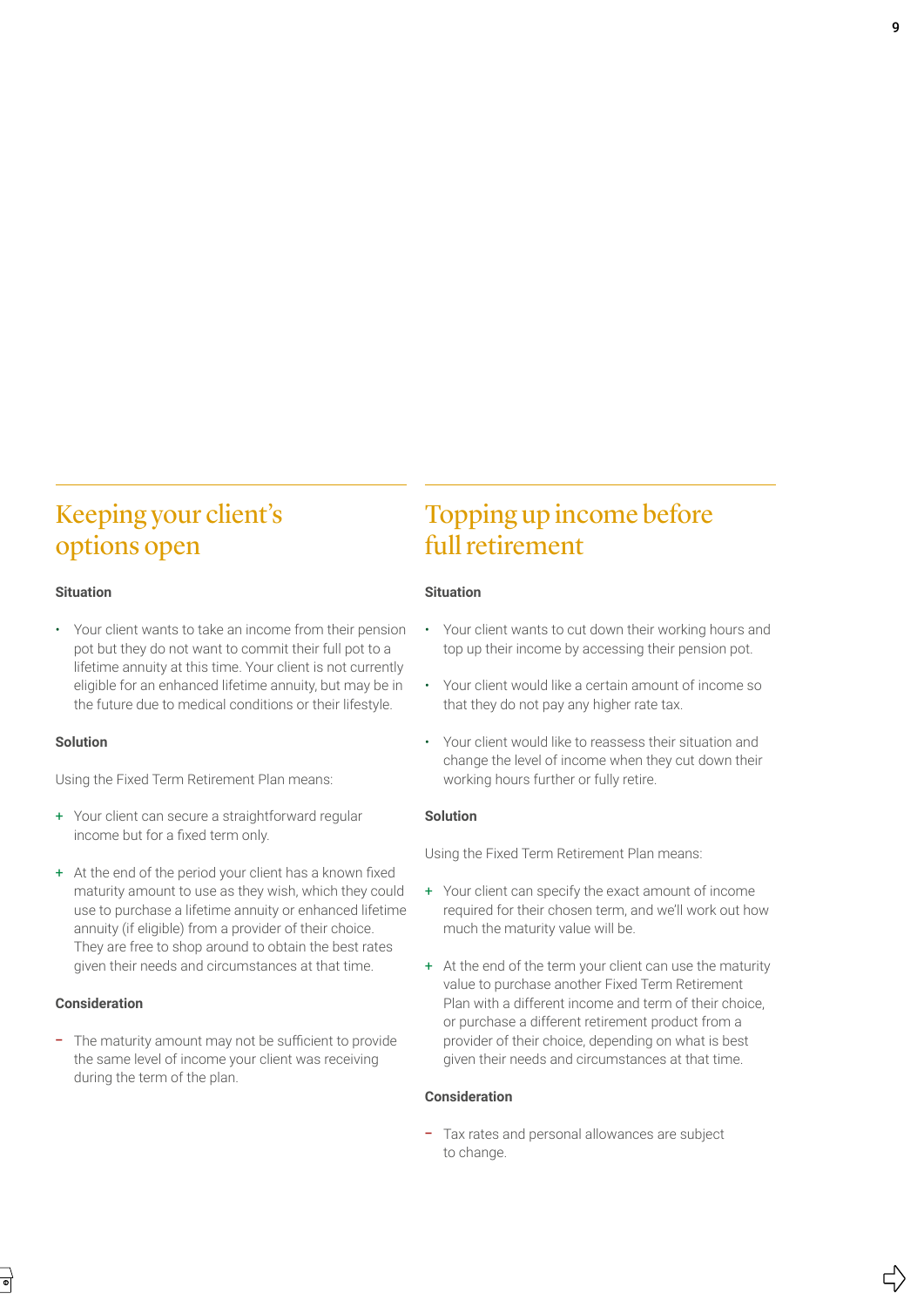## Keeping your client's options open

**Situation**

- Your client wants to take an income from their pension pot but they do not want to commit their full pot to a lifetime annuity at this time. Your client is not currently eligible for an enhanced lifetime annuity, but may be in the future due to medical conditions or their lifestyle.

**Solution**

Using the Fixed Term Retirement Plan means:

+ Your client can secure a straightforward regular income but for a fixed term only.

+ At the end of the period your client has a known fixed maturity amount to use as they wish, which they could use to purchase a lifetime annuity or enhanced lifetime annuity (if eligible) from a provider of their choice. They are free to shop around to obtain the best rates given their needs and circumstances at that time.

**Consideration**

− The maturity amount may not be sufficient to provide the same level of income your client was receiving during the term of the plan.

## Topping up income before full retirement

**Situation**

- Your client wants to cut down their working hours and top up their income by accessing their pension pot.
- Your client would like a certain amount of income so that they do not pay any higher rate tax.
- Your client would like to reassess their situation and change the level of income when they cut down their working hours further or fully retire.

**Solution**

Using the Fixed Term Retirement Plan means:

+ Your client can specify the exact amount of income required for their chosen term, and we'll work out how much the maturity value will be.

+ At the end of the term your client can use the maturity value to purchase another Fixed Term Retirement Plan with a different income and term of their choice, or purchase a different retirement product from a provider of their choice, depending on what is best given their needs and circumstances at that time.

**Consideration**

− Tax rates and personal allowances are subject to change.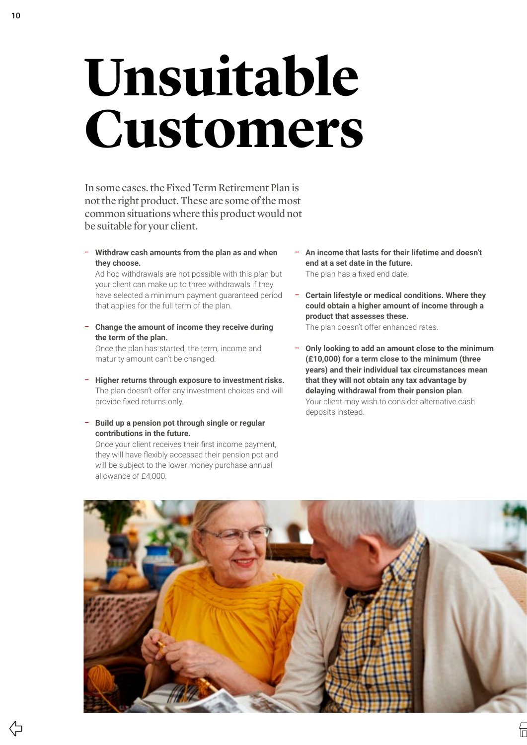# Unsuitable Customers

In some cases. the Fixed Term Retirement Plan is not the right product. These are some of the most common situations where this product would not be suitable for your client.

- **Withdraw cash amounts from the plan as and when they choose.**
  Ad hoc withdrawals are not possible with this plan but your client can make up to three withdrawals if they have selected a minimum payment guaranteed period that applies for the full term of the plan.

- **Change the amount of income they receive during the term of the plan.**
  Once the plan has started, the term, income and maturity amount can't be changed.

- **Higher returns through exposure to investment risks.**
  The plan doesn't offer any investment choices and will provide fixed returns only.

- **Build up a pension pot through single or regular contributions in the future.**
  Once your client receives their first income payment, they will have flexibly accessed their pension pot and will be subject to the lower money purchase annual allowance of £4,000.

- **An income that lasts for their lifetime and doesn't end at a set date in the future.**
  The plan has a fixed end date.

- **Certain lifestyle or medical conditions. Where they could obtain a higher amount of income through a product that assesses these.**
  The plan doesn't offer enhanced rates.

- **Only looking to add an amount close to the minimum (£10,000) for a term close to the minimum (three years) and their individual tax circumstances mean that they will not obtain any tax advantage by delaying withdrawal from their pension plan**.
  Your client may wish to consider alternative cash deposits instead.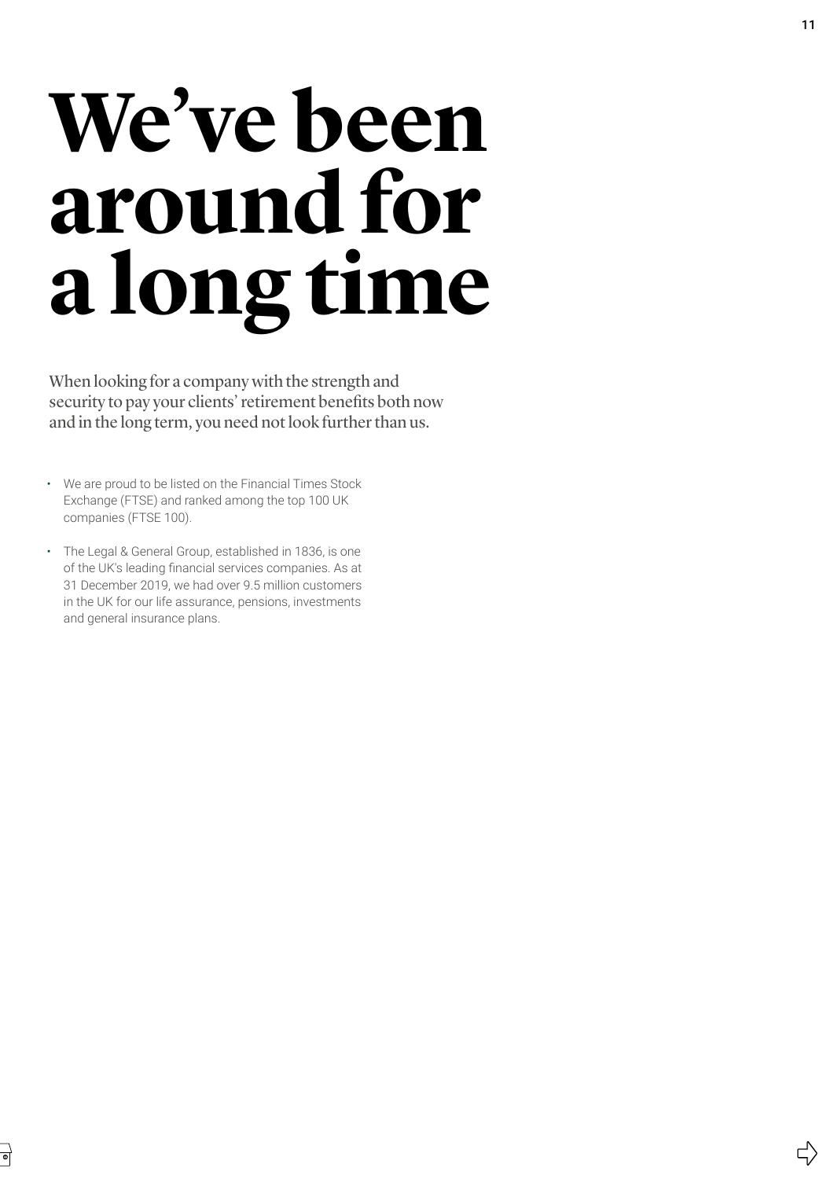# We've been around for a long time

When looking for a company with the strength and security to pay your clients' retirement benefits both now and in the long term, you need not look further than us.

- We are proud to be listed on the Financial Times Stock Exchange (FTSE) and ranked among the top 100 UK companies (FTSE 100).
- The Legal & General Group, established in 1836, is one of the UK's leading financial services companies. As at 31 December 2019, we had over 9.5 million customers in the UK for our life assurance, pensions, investments and general insurance plans.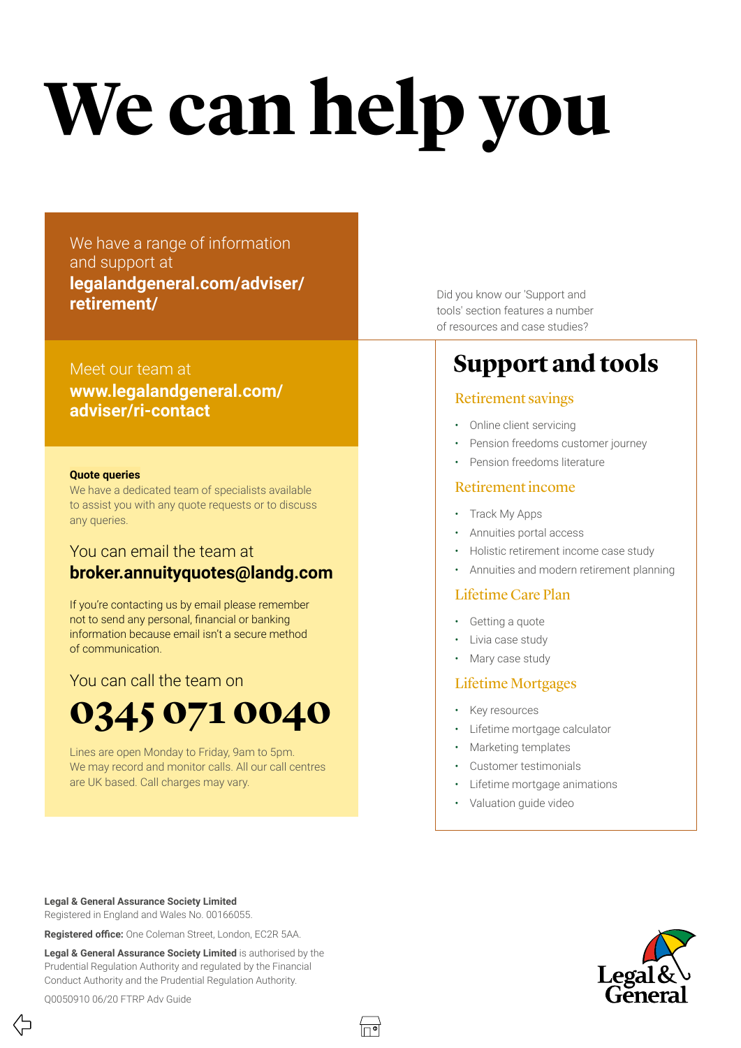# We can help you

We have a range of information and support at **legalandgeneral.com/adviser/retirement/**

Meet our team at **www.legalandgeneral.com/adviser/ri-contact**

**Quote queries**
We have a dedicated team of specialists available to assist you with any quote requests or to discuss any queries.

You can email the team at
**broker.annuityquotes@landg.com**

If you're contacting us by email please remember not to send any personal, financial or banking information because email isn't a secure method of communication.

You can call the team on

**0345 071 0040**

Lines are open Monday to Friday, 9am to 5pm. We may record and monitor calls. All our call centres are UK based. Call charges may vary.

Did you know our 'Support and tools' section features a number of resources and case studies?

## Support and tools

### Retirement savings

- Online client servicing
- Pension freedoms customer journey
- Pension freedoms literature

### Retirement income

- Track My Apps
- Annuities portal access
- Holistic retirement income case study
- Annuities and modern retirement planning

### Lifetime Care Plan

- Getting a quote
- Livia case study
- Mary case study

### Lifetime Mortgages

- Key resources
- Lifetime mortgage calculator
- Marketing templates
- Customer testimonials
- Lifetime mortgage animations
- Valuation guide video

**Legal & General Assurance Society Limited**
Registered in England and Wales No. 00166055.

**Registered office:** One Coleman Street, London, EC2R 5AA.

**Legal & General Assurance Society Limited** is authorised by the Prudential Regulation Authority and regulated by the Financial Conduct Authority and the Prudential Regulation Authority.

Q0050910 06/20 FTRP Adv Guide

Legal & General